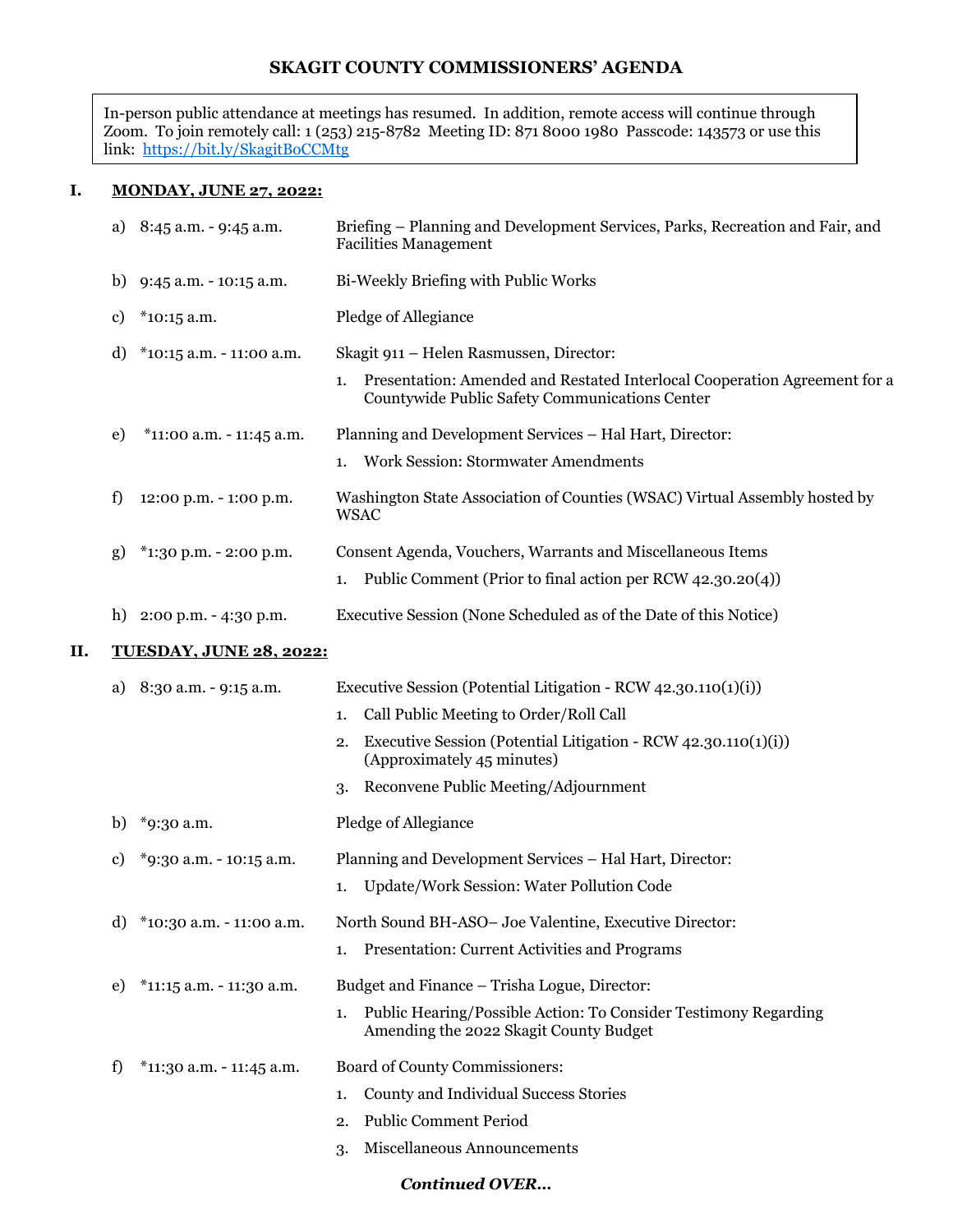# SKAGIT COUNTY COMMISSIONERS' AGENDA

> In-person public attendance at meetings has resumed. In addition, remote access will continue through Zoom. To join remotely call: 1 (253) 215-8782 Meeting ID: 871 8000 1980 Passcode: 143573 or use this link: [https://bit.ly/SkagitBoCCMtg](https://bit.ly/SkagitBoCCMtg)

## I. MONDAY, JUNE 27, 2022:

a) 8:45 a.m. - 9:45 a.m. — Briefing – Planning and Development Services, Parks, Recreation and Fair, and Facilities Management

b) 9:45 a.m. - 10:15 a.m. — Bi-Weekly Briefing with Public Works

c) *10:15 a.m. — Pledge of Allegiance

d) *10:15 a.m. - 11:00 a.m. — Skagit 911 – Helen Rasmussen, Director:
   1. Presentation: Amended and Restated Interlocal Cooperation Agreement for a Countywide Public Safety Communications Center

e) *11:00 a.m. - 11:45 a.m. — Planning and Development Services – Hal Hart, Director:
   1. Work Session: Stormwater Amendments

f) 12:00 p.m. - 1:00 p.m. — Washington State Association of Counties (WSAC) Virtual Assembly hosted by WSAC

g) *1:30 p.m. - 2:00 p.m. — Consent Agenda, Vouchers, Warrants and Miscellaneous Items
   1. Public Comment (Prior to final action per RCW 42.30.20(4))

h) 2:00 p.m. - 4:30 p.m. — Executive Session (None Scheduled as of the Date of this Notice)

## II. TUESDAY, JUNE 28, 2022:

a) 8:30 a.m. - 9:15 a.m. — Executive Session (Potential Litigation - RCW 42.30.110(1)(i))
   1. Call Public Meeting to Order/Roll Call
   2. Executive Session (Potential Litigation - RCW 42.30.110(1)(i)) (Approximately 45 minutes)
   3. Reconvene Public Meeting/Adjournment

b) *9:30 a.m. — Pledge of Allegiance

c) *9:30 a.m. - 10:15 a.m. — Planning and Development Services – Hal Hart, Director:
   1. Update/Work Session: Water Pollution Code

d) *10:30 a.m. - 11:00 a.m. — North Sound BH-ASO– Joe Valentine, Executive Director:
   1. Presentation: Current Activities and Programs

e) *11:15 a.m. - 11:30 a.m. — Budget and Finance – Trisha Logue, Director:
   1. Public Hearing/Possible Action: To Consider Testimony Regarding Amending the 2022 Skagit County Budget

f) *11:30 a.m. - 11:45 a.m. — Board of County Commissioners:
   1. County and Individual Success Stories
   2. Public Comment Period
   3. Miscellaneous Announcements

***Continued OVER…***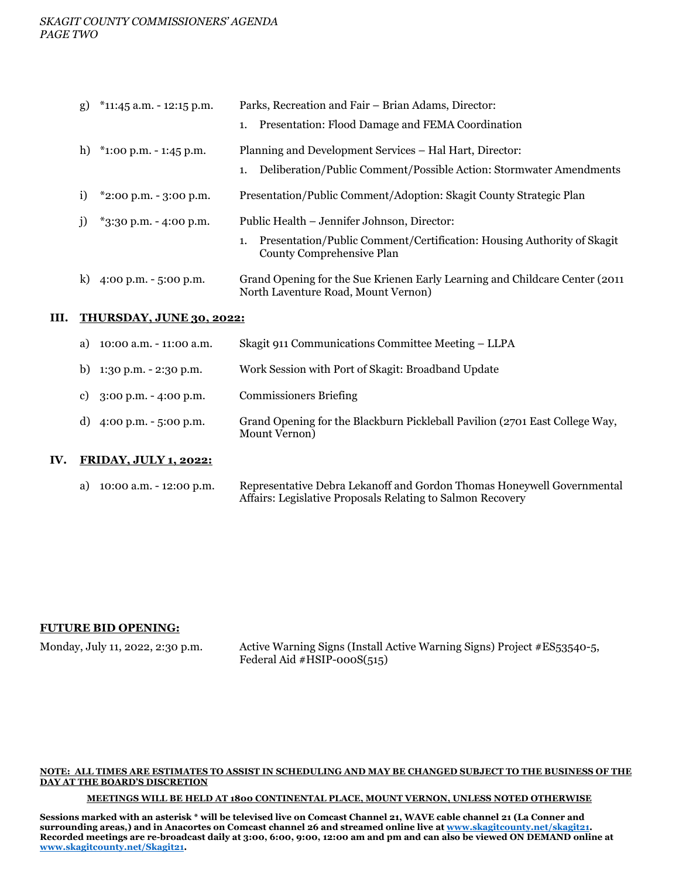g) *11:45 a.m. - 12:15 p.m. — Parks, Recreation and Fair – Brian Adams, Director:

1. Presentation: Flood Damage and FEMA Coordination

h) *1:00 p.m. - 1:45 p.m. — Planning and Development Services – Hal Hart, Director:

1. Deliberation/Public Comment/Possible Action: Stormwater Amendments

i) *2:00 p.m. - 3:00 p.m. — Presentation/Public Comment/Adoption: Skagit County Strategic Plan

j) *3:30 p.m. - 4:00 p.m. — Public Health – Jennifer Johnson, Director:

1. Presentation/Public Comment/Certification: Housing Authority of Skagit County Comprehensive Plan

k) 4:00 p.m. - 5:00 p.m. — Grand Opening for the Sue Krienen Early Learning and Childcare Center (2011 North Laventure Road, Mount Vernon)

## III. THURSDAY, JUNE 30, 2022:

a) 10:00 a.m. - 11:00 a.m. — Skagit 911 Communications Committee Meeting – LLPA

b) 1:30 p.m. - 2:30 p.m. — Work Session with Port of Skagit: Broadband Update

c) 3:00 p.m. - 4:00 p.m. — Commissioners Briefing

d) 4:00 p.m. - 5:00 p.m. — Grand Opening for the Blackburn Pickleball Pavilion (2701 East College Way, Mount Vernon)

## IV. FRIDAY, JULY 1, 2022:

a) 10:00 a.m. - 12:00 p.m. — Representative Debra Lekanoff and Gordon Thomas Honeywell Governmental Affairs: Legislative Proposals Relating to Salmon Recovery

## FUTURE BID OPENING:

Monday, July 11, 2022, 2:30 p.m. — Active Warning Signs (Install Active Warning Signs) Project #ES53540-5, Federal Aid #HSIP-000S(515)

**NOTE: ALL TIMES ARE ESTIMATES TO ASSIST IN SCHEDULING AND MAY BE CHANGED SUBJECT TO THE BUSINESS OF THE DAY AT THE BOARD'S DISCRETION**

**MEETINGS WILL BE HELD AT 1800 CONTINENTAL PLACE, MOUNT VERNON, UNLESS NOTED OTHERWISE**

**Sessions marked with an asterisk * will be televised live on Comcast Channel 21, WAVE cable channel 21 (La Conner and surrounding areas,) and in Anacortes on Comcast channel 26 and streamed online live at www.skagitcounty.net/skagit21. Recorded meetings are re-broadcast daily at 3:00, 6:00, 9:00, 12:00 am and pm and can also be viewed ON DEMAND online at www.skagitcounty.net/Skagit21.**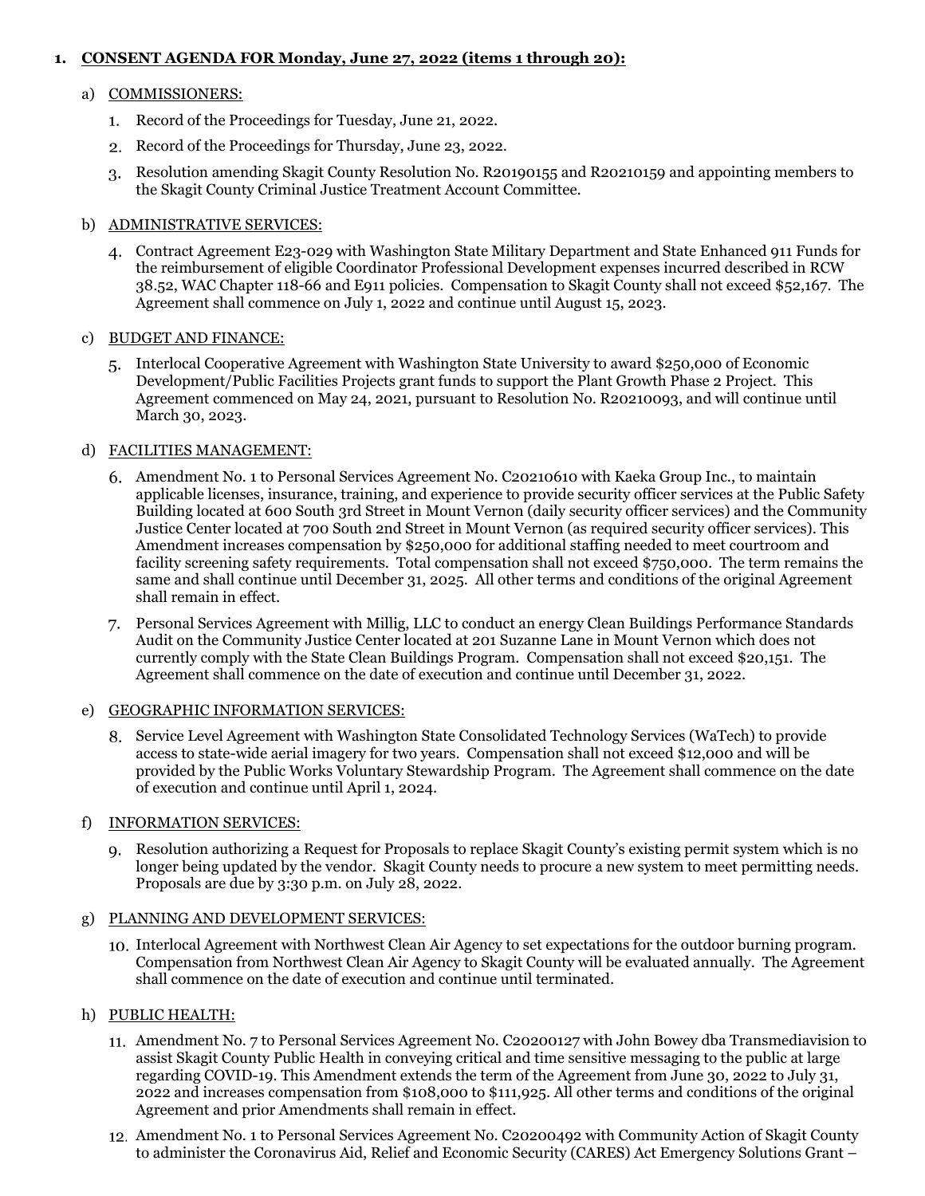1. **CONSENT AGENDA FOR Monday, June 27, 2022 (items 1 through 20):**

   a) COMMISSIONERS:

      1. Record of the Proceedings for Tuesday, June 21, 2022.
      2. Record of the Proceedings for Thursday, June 23, 2022.
      3. Resolution amending Skagit County Resolution No. R20190155 and R20210159 and appointing members to the Skagit County Criminal Justice Treatment Account Committee.

   b) ADMINISTRATIVE SERVICES:

      4. Contract Agreement E23-029 with Washington State Military Department and State Enhanced 911 Funds for the reimbursement of eligible Coordinator Professional Development expenses incurred described in RCW 38.52, WAC Chapter 118-66 and E911 policies. Compensation to Skagit County shall not exceed $52,167. The Agreement shall commence on July 1, 2022 and continue until August 15, 2023.

   c) BUDGET AND FINANCE:

      5. Interlocal Cooperative Agreement with Washington State University to award $250,000 of Economic Development/Public Facilities Projects grant funds to support the Plant Growth Phase 2 Project. This Agreement commenced on May 24, 2021, pursuant to Resolution No. R20210093, and will continue until March 30, 2023.

   d) FACILITIES MANAGEMENT:

      6. Amendment No. 1 to Personal Services Agreement No. C20210610 with Kaeka Group Inc., to maintain applicable licenses, insurance, training, and experience to provide security officer services at the Public Safety Building located at 600 South 3rd Street in Mount Vernon (daily security officer services) and the Community Justice Center located at 700 South 2nd Street in Mount Vernon (as required security officer services). This Amendment increases compensation by $250,000 for additional staffing needed to meet courtroom and facility screening safety requirements. Total compensation shall not exceed $750,000. The term remains the same and shall continue until December 31, 2025. All other terms and conditions of the original Agreement shall remain in effect.
      7. Personal Services Agreement with Millig, LLC to conduct an energy Clean Buildings Performance Standards Audit on the Community Justice Center located at 201 Suzanne Lane in Mount Vernon which does not currently comply with the State Clean Buildings Program. Compensation shall not exceed $20,151. The Agreement shall commence on the date of execution and continue until December 31, 2022.

   e) GEOGRAPHIC INFORMATION SERVICES:

      8. Service Level Agreement with Washington State Consolidated Technology Services (WaTech) to provide access to state-wide aerial imagery for two years. Compensation shall not exceed $12,000 and will be provided by the Public Works Voluntary Stewardship Program. The Agreement shall commence on the date of execution and continue until April 1, 2024.

   f) INFORMATION SERVICES:

      9. Resolution authorizing a Request for Proposals to replace Skagit County's existing permit system which is no longer being updated by the vendor. Skagit County needs to procure a new system to meet permitting needs. Proposals are due by 3:30 p.m. on July 28, 2022.

   g) PLANNING AND DEVELOPMENT SERVICES:

      10. Interlocal Agreement with Northwest Clean Air Agency to set expectations for the outdoor burning program. Compensation from Northwest Clean Air Agency to Skagit County will be evaluated annually. The Agreement shall commence on the date of execution and continue until terminated.

   h) PUBLIC HEALTH:

      11. Amendment No. 7 to Personal Services Agreement No. C20200127 with John Bowey dba Transmediavision to assist Skagit County Public Health in conveying critical and time sensitive messaging to the public at large regarding COVID-19. This Amendment extends the term of the Agreement from June 30, 2022 to July 31, 2022 and increases compensation from $108,000 to $111,925. All other terms and conditions of the original Agreement and prior Amendments shall remain in effect.
      12. Amendment No. 1 to Personal Services Agreement No. C20200492 with Community Action of Skagit County to administer the Coronavirus Aid, Relief and Economic Security (CARES) Act Emergency Solutions Grant –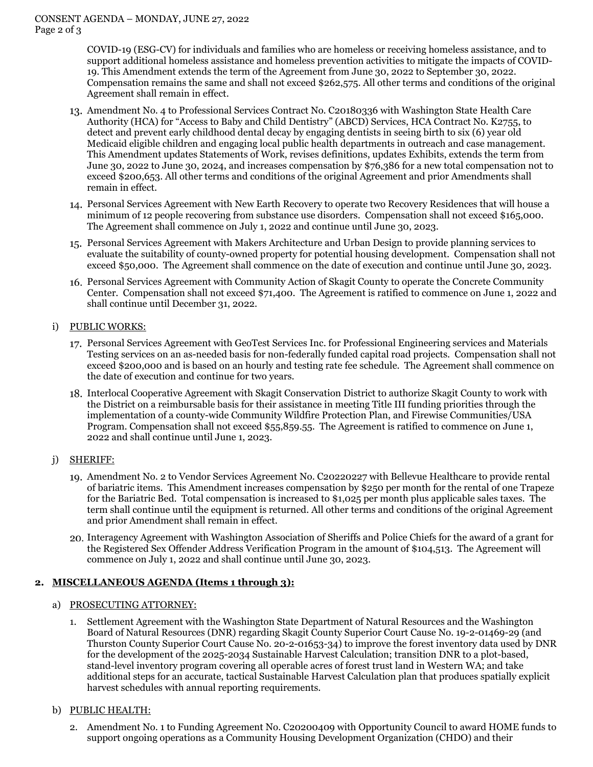COVID-19 (ESG-CV) for individuals and families who are homeless or receiving homeless assistance, and to support additional homeless assistance and homeless prevention activities to mitigate the impacts of COVID-19. This Amendment extends the term of the Agreement from June 30, 2022 to September 30, 2022. Compensation remains the same and shall not exceed $262,575. All other terms and conditions of the original Agreement shall remain in effect.

13. Amendment No. 4 to Professional Services Contract No. C20180336 with Washington State Health Care Authority (HCA) for "Access to Baby and Child Dentistry" (ABCD) Services, HCA Contract No. K2755, to detect and prevent early childhood dental decay by engaging dentists in seeing birth to six (6) year old Medicaid eligible children and engaging local public health departments in outreach and case management. This Amendment updates Statements of Work, revises definitions, updates Exhibits, extends the term from June 30, 2022 to June 30, 2024, and increases compensation by $76,386 for a new total compensation not to exceed $200,653. All other terms and conditions of the original Agreement and prior Amendments shall remain in effect.

14. Personal Services Agreement with New Earth Recovery to operate two Recovery Residences that will house a minimum of 12 people recovering from substance use disorders. Compensation shall not exceed $165,000. The Agreement shall commence on July 1, 2022 and continue until June 30, 2023.

15. Personal Services Agreement with Makers Architecture and Urban Design to provide planning services to evaluate the suitability of county-owned property for potential housing development. Compensation shall not exceed $50,000. The Agreement shall commence on the date of execution and continue until June 30, 2023.

16. Personal Services Agreement with Community Action of Skagit County to operate the Concrete Community Center. Compensation shall not exceed $71,400. The Agreement is ratified to commence on June 1, 2022 and shall continue until December 31, 2022.

i) PUBLIC WORKS:

17. Personal Services Agreement with GeoTest Services Inc. for Professional Engineering services and Materials Testing services on an as-needed basis for non-federally funded capital road projects. Compensation shall not exceed $200,000 and is based on an hourly and testing rate fee schedule. The Agreement shall commence on the date of execution and continue for two years.

18. Interlocal Cooperative Agreement with Skagit Conservation District to authorize Skagit County to work with the District on a reimbursable basis for their assistance in meeting Title III funding priorities through the implementation of a county-wide Community Wildfire Protection Plan, and Firewise Communities/USA Program. Compensation shall not exceed $55,859.55. The Agreement is ratified to commence on June 1, 2022 and shall continue until June 1, 2023.

j) SHERIFF:

19. Amendment No. 2 to Vendor Services Agreement No. C20220227 with Bellevue Healthcare to provide rental of bariatric items. This Amendment increases compensation by $250 per month for the rental of one Trapeze for the Bariatric Bed. Total compensation is increased to $1,025 per month plus applicable sales taxes. The term shall continue until the equipment is returned. All other terms and conditions of the original Agreement and prior Amendment shall remain in effect.

20. Interagency Agreement with Washington Association of Sheriffs and Police Chiefs for the award of a grant for the Registered Sex Offender Address Verification Program in the amount of $104,513. The Agreement will commence on July 1, 2022 and shall continue until June 30, 2023.

## 2. MISCELLANEOUS AGENDA (Items 1 through 3):

a) PROSECUTING ATTORNEY:

1. Settlement Agreement with the Washington State Department of Natural Resources and the Washington Board of Natural Resources (DNR) regarding Skagit County Superior Court Cause No. 19-2-01469-29 (and Thurston County Superior Court Cause No. 20-2-01653-34) to improve the forest inventory data used by DNR for the development of the 2025-2034 Sustainable Harvest Calculation; transition DNR to a plot-based, stand-level inventory program covering all operable acres of forest trust land in Western WA; and take additional steps for an accurate, tactical Sustainable Harvest Calculation plan that produces spatially explicit harvest schedules with annual reporting requirements.

b) PUBLIC HEALTH:

2. Amendment No. 1 to Funding Agreement No. C20200409 with Opportunity Council to award HOME funds to support ongoing operations as a Community Housing Development Organization (CHDO) and their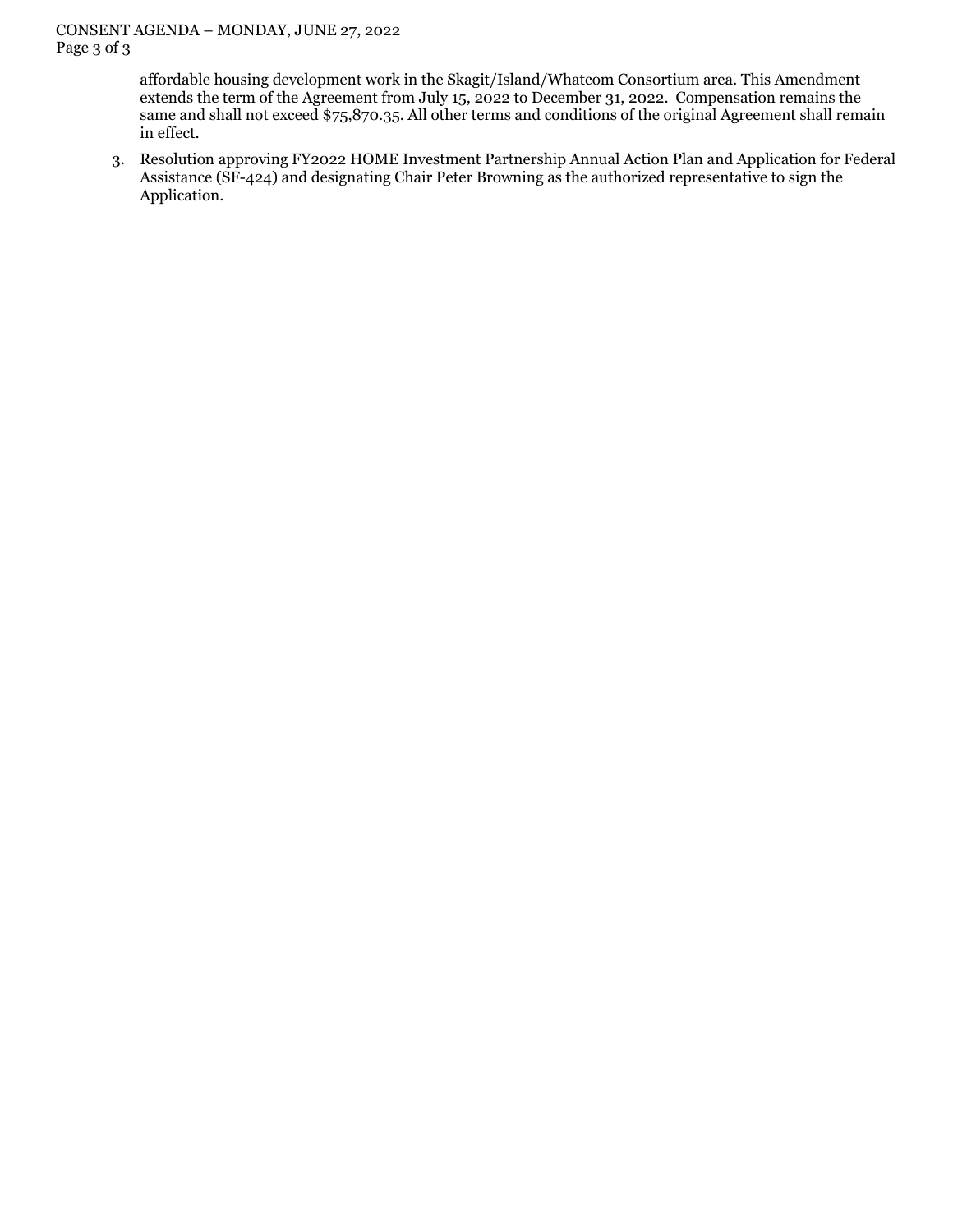affordable housing development work in the Skagit/Island/Whatcom Consortium area. This Amendment extends the term of the Agreement from July 15, 2022 to December 31, 2022. Compensation remains the same and shall not exceed $75,870.35. All other terms and conditions of the original Agreement shall remain in effect.

3. Resolution approving FY2022 HOME Investment Partnership Annual Action Plan and Application for Federal Assistance (SF-424) and designating Chair Peter Browning as the authorized representative to sign the Application.